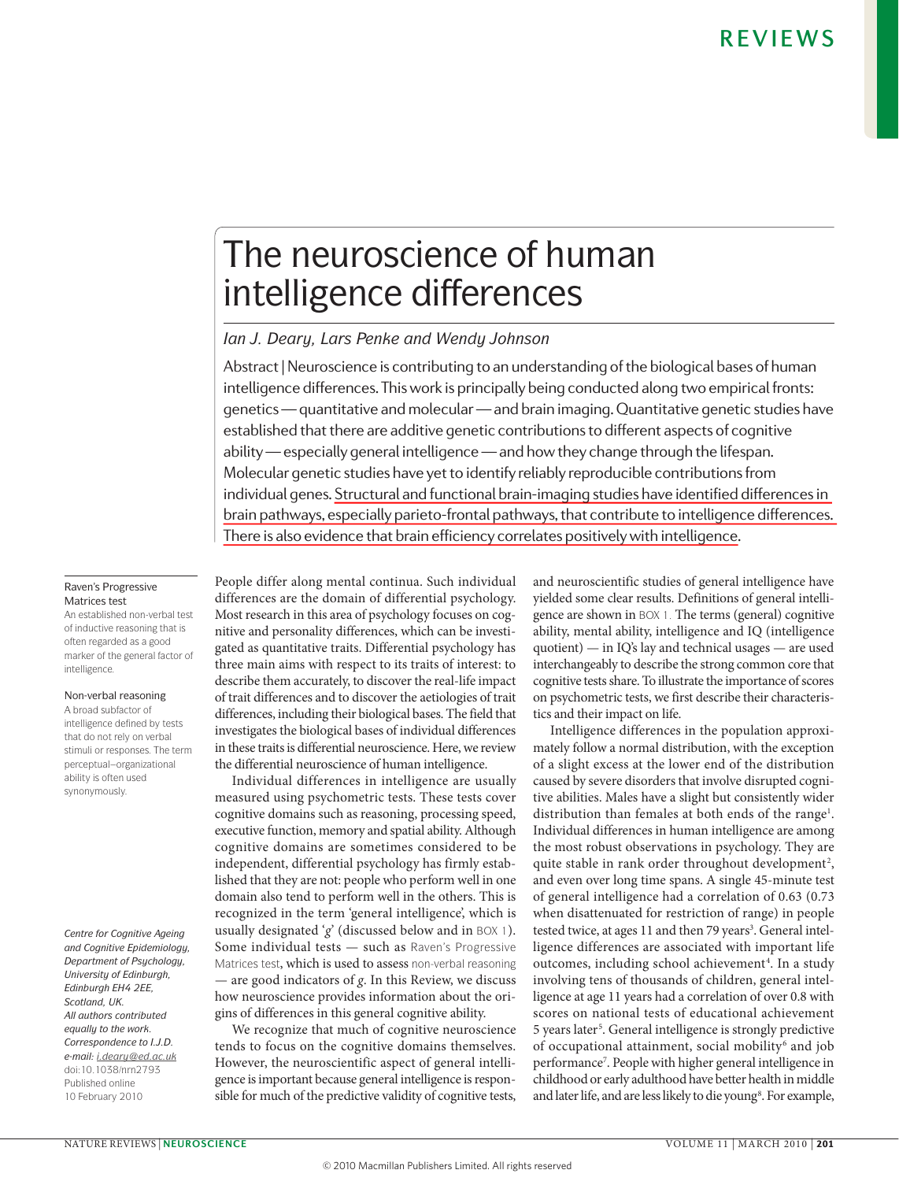# The neuroscience of human intelligence differences

*Ian J. Deary, Lars Penke and Wendy Johnson*

Abstract | Neuroscience is contributing to an understanding of the biological bases of human intelligence differences. This work is principally being conducted along two empirical fronts: genetics — quantitative and molecular — and brain imaging. Quantitative genetic studies have established that there are additive genetic contributions to different aspects of cognitive ability — especially general intelligence — and how they change through the lifespan. Molecular genetic studies have yet to identify reliably reproducible contributions from individual genes. Structural and functional brain-imaging studies have identified differences in brain pathways, especially parieto-frontal pathways, that contribute to intelligence differences. There is also evidence that brain efficiency correlates positively with intelligence.

People differ along mental continua. Such individual differences are the domain of differential psychology. Most research in this area of psychology focuses on cognitive and personality differences, which can be investigated as quantitative traits. Differential psychology has three main aims with respect to its traits of interest: to describe them accurately, to discover the real-life impact of trait differences and to discover the aetiologies of trait differences, including their biological bases. The field that investigates the biological bases of individual differences in these traits is differential neuroscience. Here, we review the differential neuroscience of human intelligence.

Individual differences in intelligence are usually measured using psychometric tests. These tests cover cognitive domains such as reasoning, processing speed, executive function, memory and spatial ability. Although cognitive domains are sometimes considered to be independent, differential psychology has firmly established that they are not: people who perform well in one domain also tend to perform well in the others. This is recognized in the term 'general intelligence', which is usually designated '*g*' (discussed below and in BOX 1). Some individual tests — such as Raven's Progressive Matrices test, which is used to assess non-verbal reasoning — are good indicators of *g*. In this Review, we discuss how neuroscience provides information about the origins of differences in this general cognitive ability.

We recognize that much of cognitive neuroscience tends to focus on the cognitive domains themselves. However, the neuroscientific aspect of general intelligence is important because general intelligence is responsible for much of the predictive validity of cognitive tests, and neuroscientific studies of general intelligence have yielded some clear results. Definitions of general intelligence are shown in BOX 1. The terms (general) cognitive ability, mental ability, intelligence and IQ (intelligence quotient) — in IQ's lay and technical usages — are used interchangeably to describe the strong common core that cognitive tests share. To illustrate the importance of scores on psychometric tests, we first describe their characteristics and their impact on life.

Intelligence differences in the population approximately follow a normal distribution, with the exception of a slight excess at the lower end of the distribution caused by severe disorders that involve disrupted cognitive abilities. Males have a slight but consistently wider distribution than females at both ends of the range[1]. Individual differences in human intelligence are among the most robust observations in psychology. They are quite stable in rank order throughout development[2], and even over long time spans. A single 45-minute test of general intelligence had a correlation of 0.63 (0.73 when disattenuated for restriction of range) in people tested twice, at ages 11 and then 79 years[3]. General intelligence differences are associated with important life outcomes, including school achievement[4]. In a study involving tens of thousands of children, general intelligence at age 11 years had a correlation of over 0.8 with scores on national tests of educational achievement 5 years later[5]. General intelligence is strongly predictive of occupational attainment, social mobility[6] and job performance[7]. People with higher general intelligence in childhood or early adulthood have better health in middle and later life, and are less likely to die young[8]. For example,

**Raven's Progressive Matrices test**
An established non-verbal test of inductive reasoning that is often regarded as a good marker of the general factor of intelligence.

**Non-verbal reasoning**
A broad subfactor of intelligence defined by tests that do not rely on verbal stimuli or responses. The term perceptual–organizational ability is often used synonymously.

*Centre for Cognitive Ageing and Cognitive Epidemiology, Department of Psychology, University of Edinburgh, Edinburgh EH4 2EE, Scotland, UK.*
*All authors contributed equally to the work.*
*Correspondence to I.J.D.*
*e-mail: i.deary@ed.ac.uk*
doi:10.1038/nrn2793
Published online 10 February 2010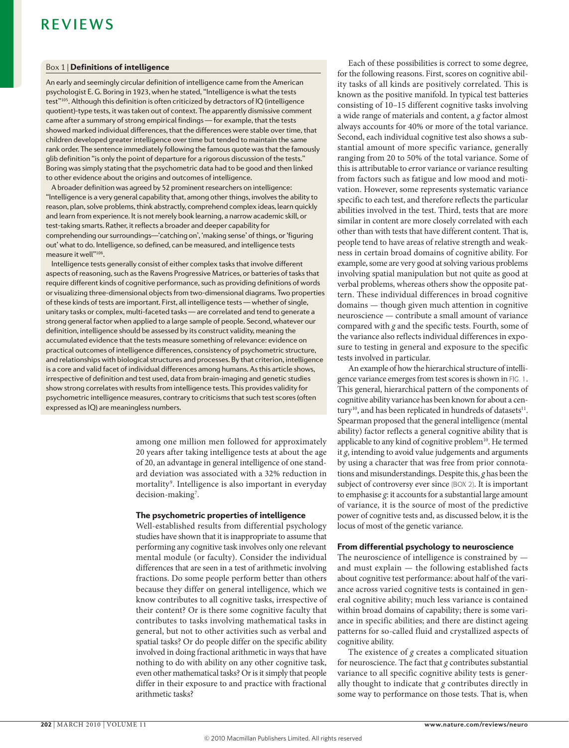### Box 1 | Definitions of intelligence

An early and seemingly circular definition of intelligence came from the American psychologist E. G. Boring in 1923, when he stated, "Intelligence is what the tests test"[105]. Although this definition is often criticized by detractors of IQ (intelligence quotient)-type tests, it was taken out of context. The apparently dismissive comment came after a summary of strong empirical findings — for example, that the tests showed marked individual differences, that the differences were stable over time, that children developed greater intelligence over time but tended to maintain the same rank order. The sentence immediately following the famous quote was that the famously glib definition "is only the point of departure for a rigorous discussion of the tests." Boring was simply stating that the psychometric data had to be good and then linked to other evidence about the origins and outcomes of intelligence.

A broader definition was agreed by 52 prominent researchers on intelligence: "Intelligence is a very general capability that, among other things, involves the ability to reason, plan, solve problems, think abstractly, comprehend complex ideas, learn quickly and learn from experience. It is not merely book learning, a narrow academic skill, or test-taking smarts. Rather, it reflects a broader and deeper capability for comprehending our surroundings—'catching on', 'making sense' of things, or 'figuring out' what to do. Intelligence, so defined, can be measured, and intelligence tests measure it well"[106].

Intelligence tests generally consist of either complex tasks that involve different aspects of reasoning, such as the Ravens Progressive Matrices, or batteries of tasks that require different kinds of cognitive performance, such as providing definitions of words or visualizing three-dimensional objects from two-dimensional diagrams. Two properties of these kinds of tests are important. First, all intelligence tests — whether of single, unitary tasks or complex, multi-faceted tasks — are correlated and tend to generate a strong general factor when applied to a large sample of people. Second, whatever our definition, intelligence should be assessed by its construct validity, meaning the accumulated evidence that the tests measure something of relevance: evidence on practical outcomes of intelligence differences, consistency of psychometric structure, and relationships with biological structures and processes. By that criterion, intelligence is a core and valid facet of individual differences among humans. As this article shows, irrespective of definition and test used, data from brain-imaging and genetic studies show strong correlates with results from intelligence tests. This provides validity for psychometric intelligence measures, contrary to criticisms that such test scores (often expressed as IQ) are meaningless numbers.

among one million men followed for approximately 20 years after taking intelligence tests at about the age of 20, an advantage in general intelligence of one standard deviation was associated with a 32% reduction in mortality[9]. Intelligence is also important in everyday decision-making[7].

### The psychometric properties of intelligence

Well-established results from differential psychology studies have shown that it is inappropriate to assume that performing any cognitive task involves only one relevant mental module (or faculty). Consider the individual differences that are seen in a test of arithmetic involving fractions. Do some people perform better than others because they differ on general intelligence, which we know contributes to all cognitive tasks, irrespective of their content? Or is there some cognitive faculty that contributes to tasks involving mathematical tasks in general, but not to other activities such as verbal and spatial tasks? Or do people differ on the specific ability involved in doing fractional arithmetic in ways that have nothing to do with ability on any other cognitive task, even other mathematical tasks? Or is it simply that people differ in their exposure to and practice with fractional arithmetic tasks?

Each of these possibilities is correct to some degree, for the following reasons. First, scores on cognitive ability tasks of all kinds are positively correlated. This is known as the positive manifold. In typical test batteries consisting of 10–15 different cognitive tasks involving a wide range of materials and content, a *g* factor almost always accounts for 40% or more of the total variance. Second, each individual cognitive test also shows a substantial amount of more specific variance, generally ranging from 20 to 50% of the total variance. Some of this is attributable to error variance or variance resulting from factors such as fatigue and low mood and motivation. However, some represents systematic variance specific to each test, and therefore reflects the particular abilities involved in the test. Third, tests that are more similar in content are more closely correlated with each other than with tests that have different content. That is, people tend to have areas of relative strength and weakness in certain broad domains of cognitive ability. For example, some are very good at solving various problems involving spatial manipulation but not quite as good at verbal problems, whereas others show the opposite pattern. These individual differences in broad cognitive domains — though given much attention in cognitive neuroscience — contribute a small amount of variance compared with *g* and the specific tests. Fourth, some of the variance also reflects individual differences in exposure to testing in general and exposure to the specific tests involved in particular.

An example of how the hierarchical structure of intelligence variance emerges from test scores is shown in FIG. 1. This general, hierarchical pattern of the components of cognitive ability variance has been known for about a century[10], and has been replicated in hundreds of datasets[11]. Spearman proposed that the general intelligence (mental ability) factor reflects a general cognitive ability that is applicable to any kind of cognitive problem[10]. He termed it *g*, intending to avoid value judgements and arguments by using a character that was free from prior connotations and misunderstandings. Despite this, *g* has been the subject of controversy ever since (BOX 2). It is important to emphasise *g*: it accounts for a substantial large amount of variance, it is the source of most of the predictive power of cognitive tests and, as discussed below, it is the locus of most of the genetic variance.

### From differential psychology to neuroscience

The neuroscience of intelligence is constrained by — and must explain — the following established facts about cognitive test performance: about half of the variance across varied cognitive tests is contained in general cognitive ability; much less variance is contained within broad domains of capability; there is some variance in specific abilities; and there are distinct ageing patterns for so-called fluid and crystallized aspects of cognitive ability.

The existence of *g* creates a complicated situation for neuroscience. The fact that *g* contributes substantial variance to all specific cognitive ability tests is generally thought to indicate that *g* contributes directly in some way to performance on those tests. That is, when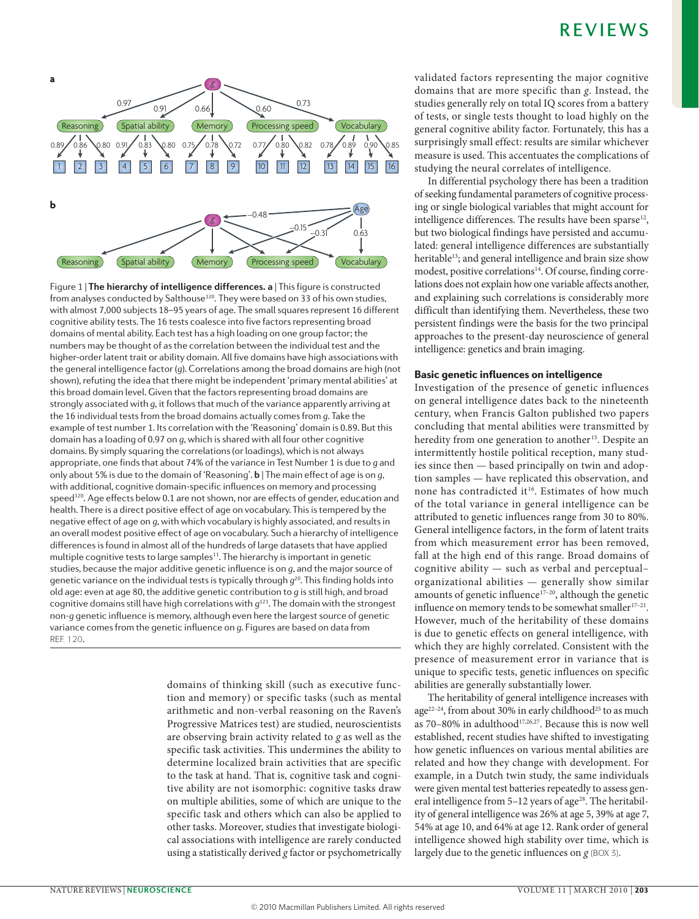Figure 1 | **The hierarchy of intelligence differences. a** | This figure is constructed from analyses conducted by Salthouse[120]. They were based on 33 of his own studies, with almost 7,000 subjects 18–95 years of age. The small squares represent 16 different cognitive ability tests. The 16 tests coalesce into five factors representing broad domains of mental ability. Each test has a high loading on one group factor; the numbers may be thought of as the correlation between the individual test and the higher-order latent trait or ability domain. All five domains have high associations with the general intelligence factor (*g*). Correlations among the broad domains are high (not shown), refuting the idea that there might be independent 'primary mental abilities' at this broad domain level. Given that the factors representing broad domains are strongly associated with *g*, it follows that much of the variance apparently arriving at the 16 individual tests from the broad domains actually comes from *g*. Take the example of test number 1. Its correlation with the 'Reasoning' domain is 0.89. But this domain has a loading of 0.97 on *g*, which is shared with all four other cognitive domains. By simply squaring the correlations (or loadings), which is not always appropriate, one finds that about 74% of the variance in Test Number 1 is due to *g* and only about 5% is due to the domain of 'Reasoning'. **b** | The main effect of age is on *g*, with additional, cognitive domain-specific influences on memory and processing speed[120]. Age effects below 0.1 are not shown, nor are effects of gender, education and health. There is a direct positive effect of age on vocabulary. This is tempered by the negative effect of age on *g*, with which vocabulary is highly associated, and results in an overall modest positive effect of age on vocabulary. Such a hierarchy of intelligence differences is found in almost all of the hundreds of large datasets that have applied multiple cognitive tests to large samples[11]. The hierarchy is important in genetic studies, because the major additive genetic influence is on *g*, and the major source of genetic variance on the individual tests is typically through *g*[20]. This finding holds into old age: even at age 80, the additive genetic contribution to *g* is still high, and broad cognitive domains still have high correlations with *g*[121]. The domain with the strongest non-*g* genetic influence is memory, although even here the largest source of genetic variance comes from the genetic influence on *g*. Figures are based on data from REF. 120.

domains of thinking skill (such as executive function and memory) or specific tasks (such as mental arithmetic and non-verbal reasoning on the Raven's Progressive Matrices test) are studied, neuroscientists are observing brain activity related to *g* as well as the specific task activities. This undermines the ability to determine localized brain activities that are specific to the task at hand. That is, cognitive task and cognitive ability are not isomorphic: cognitive tasks draw on multiple abilities, some of which are unique to the specific task and others which can also be applied to other tasks. Moreover, studies that investigate biological associations with intelligence are rarely conducted using a statistically derived *g* factor or psychometrically validated factors representing the major cognitive domains that are more specific than *g*. Instead, the studies generally rely on total IQ scores from a battery of tests, or single tests thought to load highly on the general cognitive ability factor. Fortunately, this has a surprisingly small effect: results are similar whichever measure is used. This accentuates the complications of studying the neural correlates of intelligence.

In differential psychology there has been a tradition of seeking fundamental parameters of cognitive processing or single biological variables that might account for intelligence differences. The results have been sparse[12], but two biological findings have persisted and accumulated: general intelligence differences are substantially heritable[13]; and general intelligence and brain size show modest, positive correlations[14]. Of course, finding correlations does not explain how one variable affects another, and explaining such correlations is considerably more difficult than identifying them. Nevertheless, these two persistent findings were the basis for the two principal approaches to the present-day neuroscience of general intelligence: genetics and brain imaging.

### Basic genetic influences on intelligence

Investigation of the presence of genetic influences on general intelligence dates back to the nineteenth century, when Francis Galton published two papers concluding that mental abilities were transmitted by heredity from one generation to another[15]. Despite an intermittently hostile political reception, many studies since then — based principally on twin and adoption samples — have replicated this observation, and none has contradicted it[16]. Estimates of how much of the total variance in general intelligence can be attributed to genetic influences range from 30 to 80%. General intelligence factors, in the form of latent traits from which measurement error has been removed, fall at the high end of this range. Broad domains of cognitive ability — such as verbal and perceptual–organizational abilities — generally show similar amounts of genetic influence[17–20], although the genetic influence on memory tends to be somewhat smaller[17–21]. However, much of the heritability of these domains is due to genetic effects on general intelligence, with which they are highly correlated. Consistent with the presence of measurement error in variance that is unique to specific tests, genetic influences on specific abilities are generally substantially lower.

The heritability of general intelligence increases with age[22–24], from about 30% in early childhood[25] to as much as 70–80% in adulthood[17,26,27]. Because this is now well established, recent studies have shifted to investigating how genetic influences on various mental abilities are related and how they change with development. For example, in a Dutch twin study, the same individuals were given mental test batteries repeatedly to assess general intelligence from 5–12 years of age[28]. The heritability of general intelligence was 26% at age 5, 39% at age 7, 54% at age 10, and 64% at age 12. Rank order of general intelligence showed high stability over time, which is largely due to the genetic influences on *g* (BOX 3).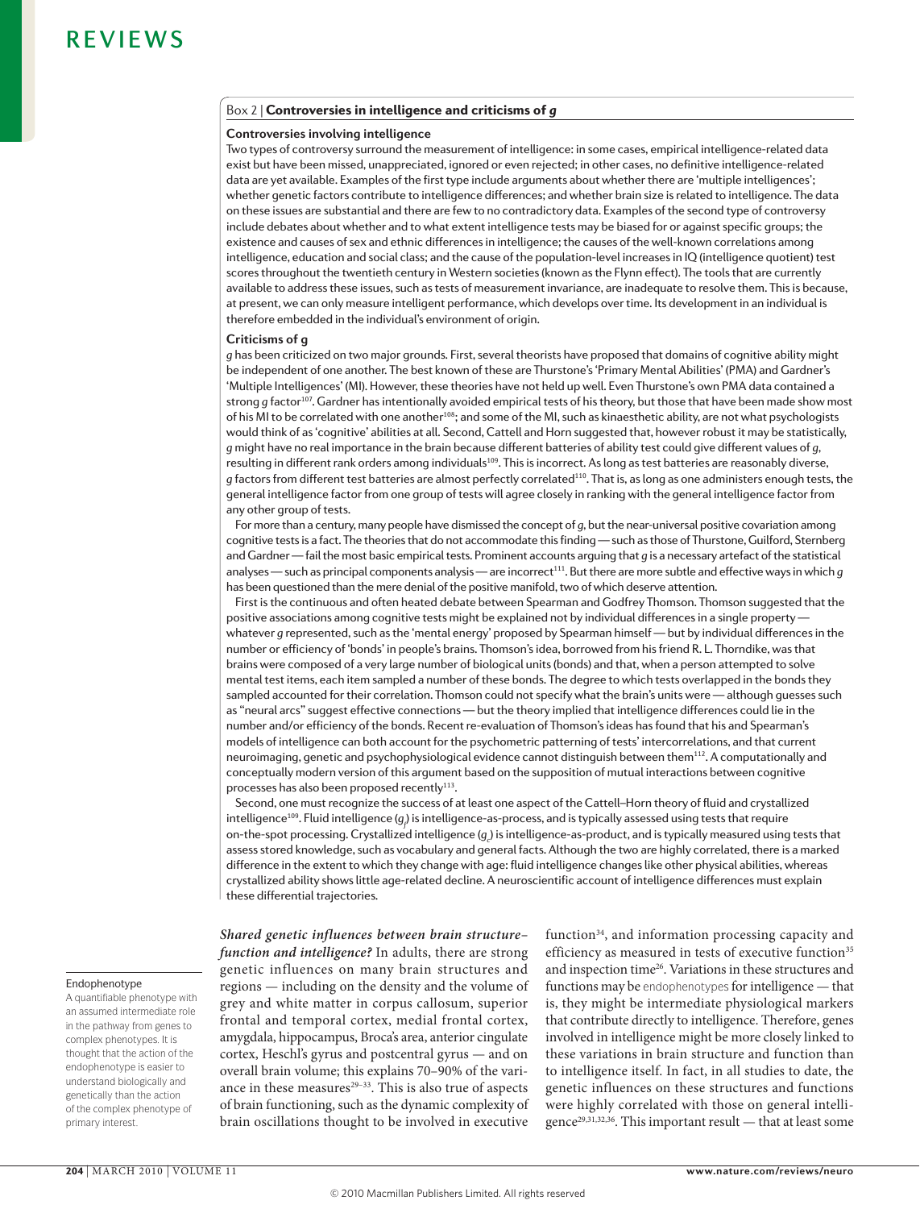## Box 2 | Controversies in intelligence and criticisms of *g*

### Controversies involving intelligence

Two types of controversy surround the measurement of intelligence: in some cases, empirical intelligence-related data exist but have been missed, unappreciated, ignored or even rejected; in other cases, no definitive intelligence-related data are yet available. Examples of the first type include arguments about whether there are 'multiple intelligences'; whether genetic factors contribute to intelligence differences; and whether brain size is related to intelligence. The data on these issues are substantial and there are few to no contradictory data. Examples of the second type of controversy include debates about whether and to what extent intelligence tests may be biased for or against specific groups; the existence and causes of sex and ethnic differences in intelligence; the causes of the well-known correlations among intelligence, education and social class; and the cause of the population-level increases in IQ (intelligence quotient) test scores throughout the twentieth century in Western societies (known as the Flynn effect). The tools that are currently available to address these issues, such as tests of measurement invariance, are inadequate to resolve them. This is because, at present, we can only measure intelligent performance, which develops over time. Its development in an individual is therefore embedded in the individual's environment of origin.

### Criticisms of g

*g* has been criticized on two major grounds. First, several theorists have proposed that domains of cognitive ability might be independent of one another. The best known of these are Thurstone's 'Primary Mental Abilities' (PMA) and Gardner's 'Multiple Intelligences' (MI). However, these theories have not held up well. Even Thurstone's own PMA data contained a strong *g* factor[107]. Gardner has intentionally avoided empirical tests of his theory, but those that have been made show most of his MI to be correlated with one another[108]; and some of the MI, such as kinaesthetic ability, are not what psychologists would think of as 'cognitive' abilities at all. Second, Cattell and Horn suggested that, however robust it may be statistically, *g* might have no real importance in the brain because different batteries of ability test could give different values of *g*, resulting in different rank orders among individuals[109]. This is incorrect. As long as test batteries are reasonably diverse, *g* factors from different test batteries are almost perfectly correlated[110]. That is, as long as one administers enough tests, the general intelligence factor from one group of tests will agree closely in ranking with the general intelligence factor from any other group of tests.

For more than a century, many people have dismissed the concept of *g*, but the near-universal positive covariation among cognitive tests is a fact. The theories that do not accommodate this finding — such as those of Thurstone, Guilford, Sternberg and Gardner — fail the most basic empirical tests. Prominent accounts arguing that *g* is a necessary artefact of the statistical analyses — such as principal components analysis — are incorrect[111]. But there are more subtle and effective ways in which *g* has been questioned than the mere denial of the positive manifold, two of which deserve attention.

First is the continuous and often heated debate between Spearman and Godfrey Thomson. Thomson suggested that the positive associations among cognitive tests might be explained not by individual differences in a single property — whatever *g* represented, such as the 'mental energy' proposed by Spearman himself — but by individual differences in the number or efficiency of 'bonds' in people's brains. Thomson's idea, borrowed from his friend R. L. Thorndike, was that brains were composed of a very large number of biological units (bonds) and that, when a person attempted to solve mental test items, each item sampled a number of these bonds. The degree to which tests overlapped in the bonds they sampled accounted for their correlation. Thomson could not specify what the brain's units were — although guesses such as "neural arcs" suggest effective connections — but the theory implied that intelligence differences could lie in the number and/or efficiency of the bonds. Recent re-evaluation of Thomson's ideas has found that his and Spearman's models of intelligence can both account for the psychometric patterning of tests' intercorrelations, and that current neuroimaging, genetic and psychophysiological evidence cannot distinguish between them[112]. A computationally and conceptually modern version of this argument based on the supposition of mutual interactions between cognitive processes has also been proposed recently[113].

Second, one must recognize the success of at least one aspect of the Cattell–Horn theory of fluid and crystallized intelligence[109]. Fluid intelligence ($g_f$) is intelligence-as-process, and is typically assessed using tests that require on-the-spot processing. Crystallized intelligence ($g_c$) is intelligence-as-product, and is typically measured using tests that assess stored knowledge, such as vocabulary and general facts. Although the two are highly correlated, there is a marked difference in the extent to which they change with age: fluid intelligence changes like other physical abilities, whereas crystallized ability shows little age-related decline. A neuroscientific account of intelligence differences must explain these differential trajectories.

***Shared genetic influences between brain structure–function and intelligence?*** In adults, there are strong genetic influences on many brain structures and regions — including on the density and the volume of grey and white matter in corpus callosum, superior frontal and temporal cortex, medial frontal cortex, amygdala, hippocampus, Broca's area, anterior cingulate cortex, Heschl's gyrus and postcentral gyrus — and on overall brain volume; this explains 70–90% of the variance in these measures[29–33]. This is also true of aspects of brain functioning, such as the dynamic complexity of brain oscillations thought to be involved in executive function[34], and information processing capacity and efficiency as measured in tests of executive function[35] and inspection time[26]. Variations in these structures and functions may be endophenotypes for intelligence — that is, they might be intermediate physiological markers that contribute directly to intelligence. Therefore, genes involved in intelligence might be more closely linked to these variations in brain structure and function than to intelligence itself. In fact, in all studies to date, the genetic influences on these structures and functions were highly correlated with those on general intelligence[29,31,32,36]. This important result — that at least some

**Endophenotype**
A quantifiable phenotype with an assumed intermediate role in the pathway from genes to complex phenotypes. It is thought that the action of the endophenotype is easier to understand biologically and genetically than the action of the complex phenotype of primary interest.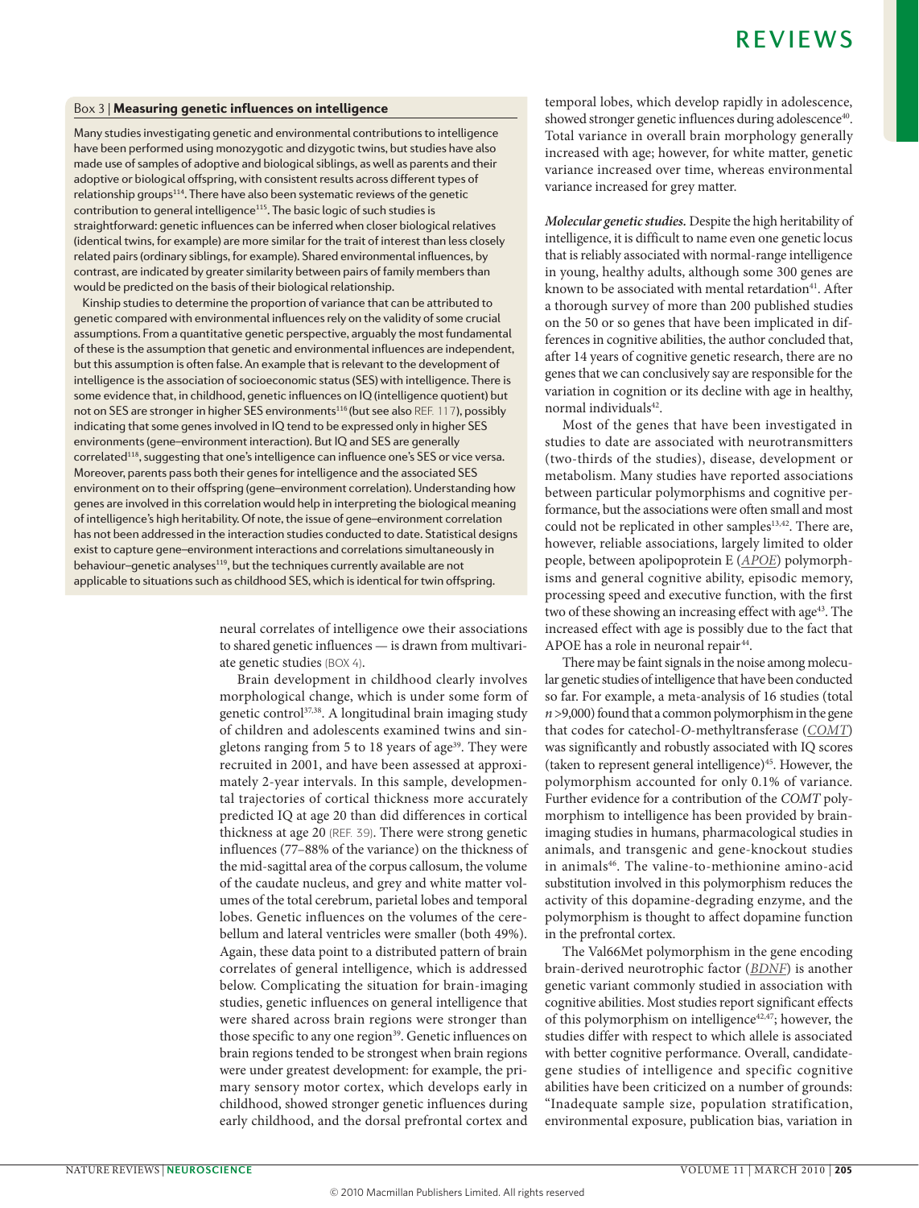### Box 3 | Measuring genetic influences on intelligence

Many studies investigating genetic and environmental contributions to intelligence have been performed using monozygotic and dizygotic twins, but studies have also made use of samples of adoptive and biological siblings, as well as parents and their adoptive or biological offspring, with consistent results across different types of relationship groups[114]. There have also been systematic reviews of the genetic contribution to general intelligence[115]. The basic logic of such studies is straightforward: genetic influences can be inferred when closer biological relatives (identical twins, for example) are more similar for the trait of interest than less closely related pairs (ordinary siblings, for example). Shared environmental influences, by contrast, are indicated by greater similarity between pairs of family members than would be predicted on the basis of their biological relationship.

Kinship studies to determine the proportion of variance that can be attributed to genetic compared with environmental influences rely on the validity of some crucial assumptions. From a quantitative genetic perspective, arguably the most fundamental of these is the assumption that genetic and environmental influences are independent, but this assumption is often false. An example that is relevant to the development of intelligence is the association of socioeconomic status (SES) with intelligence. There is some evidence that, in childhood, genetic influences on IQ (intelligence quotient) but not on SES are stronger in higher SES environments[116] (but see also REF. 117), possibly indicating that some genes involved in IQ tend to be expressed only in higher SES environments (gene–environment interaction). But IQ and SES are generally correlated[118], suggesting that one's intelligence can influence one's SES or vice versa. Moreover, parents pass both their genes for intelligence and the associated SES environment on to their offspring (gene–environment correlation). Understanding how genes are involved in this correlation would help in interpreting the biological meaning of intelligence's high heritability. Of note, the issue of gene–environment correlation has not been addressed in the interaction studies conducted to date. Statistical designs exist to capture gene–environment interactions and correlations simultaneously in behaviour–genetic analyses[119], but the techniques currently available are not applicable to situations such as childhood SES, which is identical for twin offspring.

neural correlates of intelligence owe their associations to shared genetic influences — is drawn from multivariate genetic studies (BOX 4).

Brain development in childhood clearly involves morphological change, which is under some form of genetic control[37,38]. A longitudinal brain imaging study of children and adolescents examined twins and singletons ranging from 5 to 18 years of age[39]. They were recruited in 2001, and have been assessed at approximately 2-year intervals. In this sample, developmental trajectories of cortical thickness more accurately predicted IQ at age 20 than did differences in cortical thickness at age 20 (REF. 39). There were strong genetic influences (77–88% of the variance) on the thickness of the mid-sagittal area of the corpus callosum, the volume of the caudate nucleus, and grey and white matter volumes of the total cerebrum, parietal lobes and temporal lobes. Genetic influences on the volumes of the cerebellum and lateral ventricles were smaller (both 49%). Again, these data point to a distributed pattern of brain correlates of general intelligence, which is addressed below. Complicating the situation for brain-imaging studies, genetic influences on general intelligence that were shared across brain regions were stronger than those specific to any one region[39]. Genetic influences on brain regions tended to be strongest when brain regions were under greatest development: for example, the primary sensory motor cortex, which develops early in childhood, showed stronger genetic influences during early childhood, and the dorsal prefrontal cortex and temporal lobes, which develop rapidly in adolescence, showed stronger genetic influences during adolescence[40]. Total variance in overall brain morphology generally increased with age; however, for white matter, genetic variance increased over time, whereas environmental variance increased for grey matter.

***Molecular genetic studies.*** Despite the high heritability of intelligence, it is difficult to name even one genetic locus that is reliably associated with normal-range intelligence in young, healthy adults, although some 300 genes are known to be associated with mental retardation[41]. After a thorough survey of more than 200 published studies on the 50 or so genes that have been implicated in differences in cognitive abilities, the author concluded that, after 14 years of cognitive genetic research, there are no genes that we can conclusively say are responsible for the variation in cognition or its decline with age in healthy, normal individuals[42].

Most of the genes that have been investigated in studies to date are associated with neurotransmitters (two-thirds of the studies), disease, development or metabolism. Many studies have reported associations between particular polymorphisms and cognitive performance, but the associations were often small and most could not be replicated in other samples[13,42]. There are, however, reliable associations, largely limited to older people, between apolipoprotein E (*APOE*) polymorphisms and general cognitive ability, episodic memory, processing speed and executive function, with the first two of these showing an increasing effect with age[43]. The increased effect with age is possibly due to the fact that APOE has a role in neuronal repair[44].

There may be faint signals in the noise among molecular genetic studies of intelligence that have been conducted so far. For example, a meta-analysis of 16 studies (total $n > 9{,}000$) found that a common polymorphism in the gene that codes for catechol-*O*-methyltransferase (*COMT*) was significantly and robustly associated with IQ scores (taken to represent general intelligence)[45]. However, the polymorphism accounted for only 0.1% of variance. Further evidence for a contribution of the *COMT* polymorphism to intelligence has been provided by brain-imaging studies in humans, pharmacological studies in animals, and transgenic and gene-knockout studies in animals[46]. The valine-to-methionine amino-acid substitution involved in this polymorphism reduces the activity of this dopamine-degrading enzyme, and the polymorphism is thought to affect dopamine function in the prefrontal cortex.

The Val66Met polymorphism in the gene encoding brain-derived neurotrophic factor (*BDNF*) is another genetic variant commonly studied in association with cognitive abilities. Most studies report significant effects of this polymorphism on intelligence[42,47]; however, the studies differ with respect to which allele is associated with better cognitive performance. Overall, candidate-gene studies of intelligence and specific cognitive abilities have been criticized on a number of grounds: "Inadequate sample size, population stratification, environmental exposure, publication bias, variation in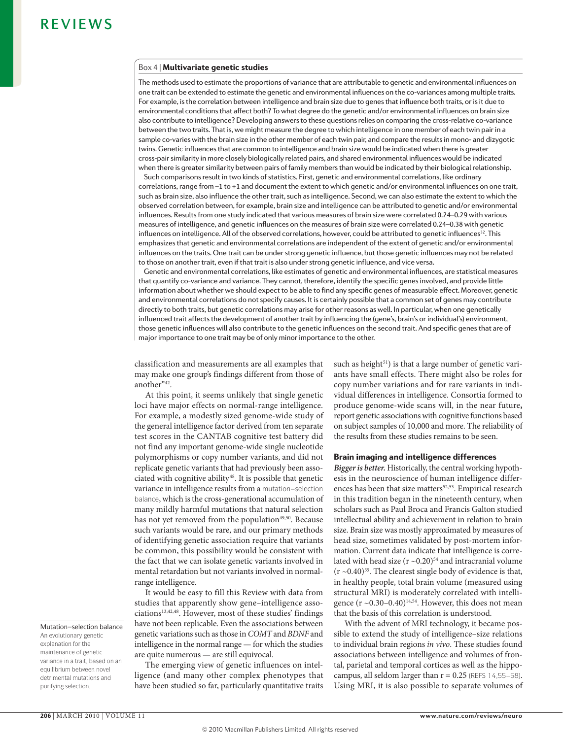## Box 4 | Multivariate genetic studies

The methods used to estimate the proportions of variance that are attributable to genetic and environmental influences on one trait can be extended to estimate the genetic and environmental influences on the co-variances among multiple traits. For example, is the correlation between intelligence and brain size due to genes that influence both traits, or is it due to environmental conditions that affect both? To what degree do the genetic and/or environmental influences on brain size also contribute to intelligence? Developing answers to these questions relies on comparing the cross-relative co-variance between the two traits. That is, we might measure the degree to which intelligence in one member of each twin pair in a sample co-varies with the brain size in the other member of each twin pair, and compare the results in mono- and dizygotic twins. Genetic influences that are common to intelligence and brain size would be indicated when there is greater cross-pair similarity in more closely biologically related pairs, and shared environmental influences would be indicated when there is greater similarity between pairs of family members than would be indicated by their biological relationship.

Such comparisons result in two kinds of statistics. First, genetic and environmental correlations, like ordinary correlations, range from –1 to +1 and document the extent to which genetic and/or environmental influences on one trait, such as brain size, also influence the other trait, such as intelligence. Second, we can also estimate the extent to which the observed correlation between, for example, brain size and intelligence can be attributed to genetic and/or environmental influences. Results from one study indicated that various measures of brain size were correlated 0.24–0.29 with various measures of intelligence, and genetic influences on the measures of brain size were correlated 0.24–0.38 with genetic influences on intelligence. All of the observed correlations, however, could be attributed to genetic influences[32]. This emphasizes that genetic and environmental correlations are independent of the extent of genetic and/or environmental influences on the traits. One trait can be under strong genetic influence, but those genetic influences may not be related to those on another trait, even if that trait is also under strong genetic influence, and vice versa.

Genetic and environmental correlations, like estimates of genetic and environmental influences, are statistical measures that quantify co-variance and variance. They cannot, therefore, identify the specific genes involved, and provide little information about whether we should expect to be able to find any specific genes of measurable effect. Moreover, genetic and environmental correlations do not specify causes. It is certainly possible that a common set of genes may contribute directly to both traits, but genetic correlations may arise for other reasons as well. In particular, when one genetically influenced trait affects the development of another trait by influencing the (gene's, brain's or individual's) environment, those genetic influences will also contribute to the genetic influences on the second trait. And specific genes that are of major importance to one trait may be of only minor importance to the other.

classification and measurements are all examples that may make one group's findings different from those of another"[42].

At this point, it seems unlikely that single genetic loci have major effects on normal-range intelligence. For example, a modestly sized genome-wide study of the general intelligence factor derived from ten separate test scores in the CANTAB cognitive test battery did not find any important genome-wide single nucleotide polymorphisms or copy number variants, and did not replicate genetic variants that had previously been associated with cognitive ability[48]. It is possible that genetic variance in intelligence results from a mutation–selection balance, which is the cross-generational accumulation of many mildly harmful mutations that natural selection has not yet removed from the population[49,50]. Because such variants would be rare, and our primary methods of identifying genetic association require that variants be common, this possibility would be consistent with the fact that we can isolate genetic variants involved in mental retardation but not variants involved in normal-range intelligence.

It would be easy to fill this Review with data from studies that apparently show gene–intelligence associations[13,42,48]. However, most of these studies' findings have not been replicable. Even the associations between genetic variations such as those in *COMT* and *BDNF* and intelligence in the normal range — for which the studies are quite numerous — are still equivocal.

The emerging view of genetic influences on intelligence (and many other complex phenotypes that have been studied so far, particularly quantitative traits such as height[51]) is that a large number of genetic variants have small effects. There might also be roles for copy number variations and for rare variants in individual differences in intelligence. Consortia formed to produce genome-wide scans will, in the near future, report genetic associations with cognitive functions based on subject samples of 10,000 and more. The reliability of the results from these studies remains to be seen.

**Mutation–selection balance**
An evolutionary genetic explanation for the maintenance of genetic variance in a trait, based on an equilibrium between novel detrimental mutations and purifying selection.

### Brain imaging and intelligence differences

***Bigger is better.*** Historically, the central working hypothesis in the neuroscience of human intelligence differences has been that size matters[52,53]. Empirical research in this tradition began in the nineteenth century, when scholars such as Paul Broca and Francis Galton studied intellectual ability and achievement in relation to brain size. Brain size was mostly approximated by measures of head size, sometimes validated by post-mortem information. Current data indicate that intelligence is correlated with head size ($r$ ~0.20)[54] and intracranial volume ($r$ ~0.40)[55]. The clearest single body of evidence is that, in healthy people, total brain volume (measured using structural MRI) is moderately correlated with intelligence ($r$ ~0.30–0.40)[14,54]. However, this does not mean that the basis of this correlation is understood.

With the advent of MRI technology, it became possible to extend the study of intelligence–size relations to individual brain regions *in vivo*. These studies found associations between intelligence and volumes of frontal, parietal and temporal cortices as well as the hippocampus, all seldom larger than $r$ = 0.25 (REFS 14,55–58). Using MRI, it is also possible to separate volumes of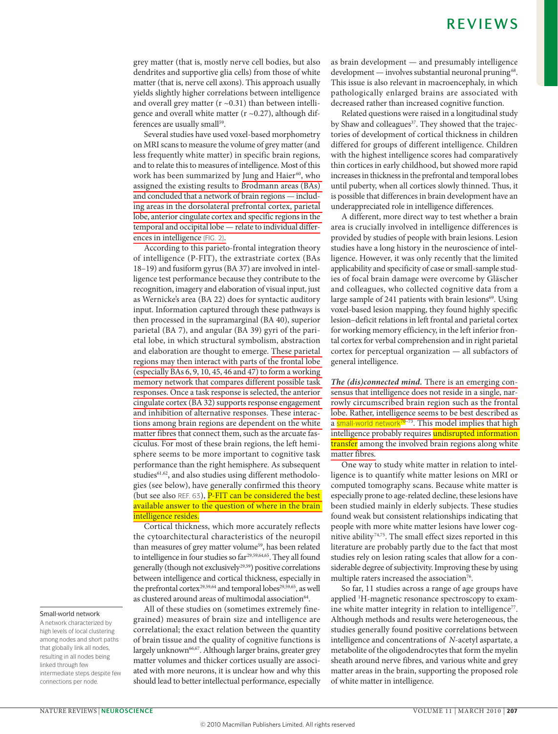grey matter (that is, mostly nerve cell bodies, but also dendrites and supportive glia cells) from those of white matter (that is, nerve cell axons). This approach usually yields slightly higher correlations between intelligence and overall grey matter (r ~0.31) than between intelligence and overall white matter (r ~0.27), although differences are usually small[59].

Several studies have used voxel-based morphometry on MRI scans to measure the volume of grey matter (and less frequently white matter) in specific brain regions, and to relate this to measures of intelligence. Most of this work has been summarized by Jung and Haier[60], who assigned the existing results to Brodmann areas (BAs) and concluded that a network of brain regions — including areas in the dorsolateral prefrontal cortex, parietal lobe, anterior cingulate cortex and specific regions in the temporal and occipital lobe — relate to individual differences in intelligence (FIG. 2).

According to this parieto-frontal integration theory of intelligence (P-FIT), the extrastriate cortex (BAs 18–19) and fusiform gyrus (BA 37) are involved in intelligence test performance because they contribute to the recognition, imagery and elaboration of visual input, just as Wernicke's area (BA 22) does for syntactic auditory input. Information captured through these pathways is then processed in the supramarginal (BA 40), superior parietal (BA 7), and angular (BA 39) gyri of the parietal lobe, in which structural symbolism, abstraction and elaboration are thought to emerge. These parietal regions may then interact with parts of the frontal lobe (especially BAs 6, 9, 10, 45, 46 and 47) to form a working memory network that compares different possible task responses. Once a task response is selected, the anterior cingulate cortex (BA 32) supports response engagement and inhibition of alternative responses. These interactions among brain regions are dependent on the white matter fibres that connect them, such as the arcuate fasciculus. For most of these brain regions, the left hemisphere seems to be more important to cognitive task performance than the right hemisphere. As subsequent studies[61,62], and also studies using different methodologies (see below), have generally confirmed this theory (but see also REF. 63), P-FIT can be considered the best available answer to the question of where in the brain intelligence resides.

Cortical thickness, which more accurately reflects the cytoarchitectural characteristics of the neuropil than measures of grey matter volume[59], has been related to intelligence in four studies so far[29,59,64,65]. They all found generally (though not exclusively[29,59]) positive correlations between intelligence and cortical thickness, especially in the prefrontal cortex[29,59,64] and temporal lobes[29,59,65], as well as clustered around areas of multimodal association[64].

All of these studies on (sometimes extremely fine-grained) measures of brain size and intelligence are correlational; the exact relation between the quantity of brain tissue and the quality of cognitive functions is largely unknown[66,67]. Although larger brains, greater grey matter volumes and thicker cortices usually are associated with more neurons, it is unclear how and why this should lead to better intellectual performance, especially as brain development — and presumably intelligence development — involves substantial neuronal pruning[68]. This issue is also relevant in macroencephaly, in which pathologically enlarged brains are associated with decreased rather than increased cognitive function.

Related questions were raised in a longitudinal study by Shaw and colleagues[37]. They showed that the trajectories of development of cortical thickness in children differed for groups of different intelligence. Children with the highest intelligence scores had comparatively thin cortices in early childhood, but showed more rapid increases in thickness in the prefrontal and temporal lobes until puberty, when all cortices slowly thinned. Thus, it is possible that differences in brain development have an underappreciated role in intelligence differences.

A different, more direct way to test whether a brain area is crucially involved in intelligence differences is provided by studies of people with brain lesions. Lesion studies have a long history in the neuroscience of intelligence. However, it was only recently that the limited applicability and specificity of case or small-sample studies of focal brain damage were overcome by Gläscher and colleagues, who collected cognitive data from a large sample of 241 patients with brain lesions[69]. Using voxel-based lesion mapping, they found highly specific lesion–deficit relations in left frontal and parietal cortex for working memory efficiency, in the left inferior frontal cortex for verbal comprehension and in right parietal cortex for perceptual organization — all subfactors of general intelligence.

***The (dis)connected mind.*** There is an emerging consensus that intelligence does not reside in a single, narrowly circumscribed brain region such as the frontal lobe. Rather, intelligence seems to be best described as a small-world network[70–73]. This model implies that high intelligence probably requires undisrupted information transfer among the involved brain regions along white matter fibres.

One way to study white matter in relation to intelligence is to quantify white matter lesions on MRI or computed tomography scans. Because white matter is especially prone to age-related decline, these lesions have been studied mainly in elderly subjects. These studies found weak but consistent relationships indicating that people with more white matter lesions have lower cognitive ability[74,75]. The small effect sizes reported in this literature are probably partly due to the fact that most studies rely on lesion rating scales that allow for a considerable degree of subjectivity. Improving these by using multiple raters increased the association[76].

So far, 11 studies across a range of age groups have applied $^1$H-magnetic resonance spectroscopy to examine white matter integrity in relation to intelligence[77]. Although methods and results were heterogeneous, the studies generally found positive correlations between intelligence and concentrations of *N*-acetyl aspartate, a metabolite of the oligodendrocytes that form the myelin sheath around nerve fibres, and various white and grey matter areas in the brain, supporting the proposed role of white matter in intelligence.

**Small-world network**
A network characterized by high levels of local clustering among nodes and short paths that globally link all nodes, resulting in all nodes being linked through few intermediate steps despite few connections per node.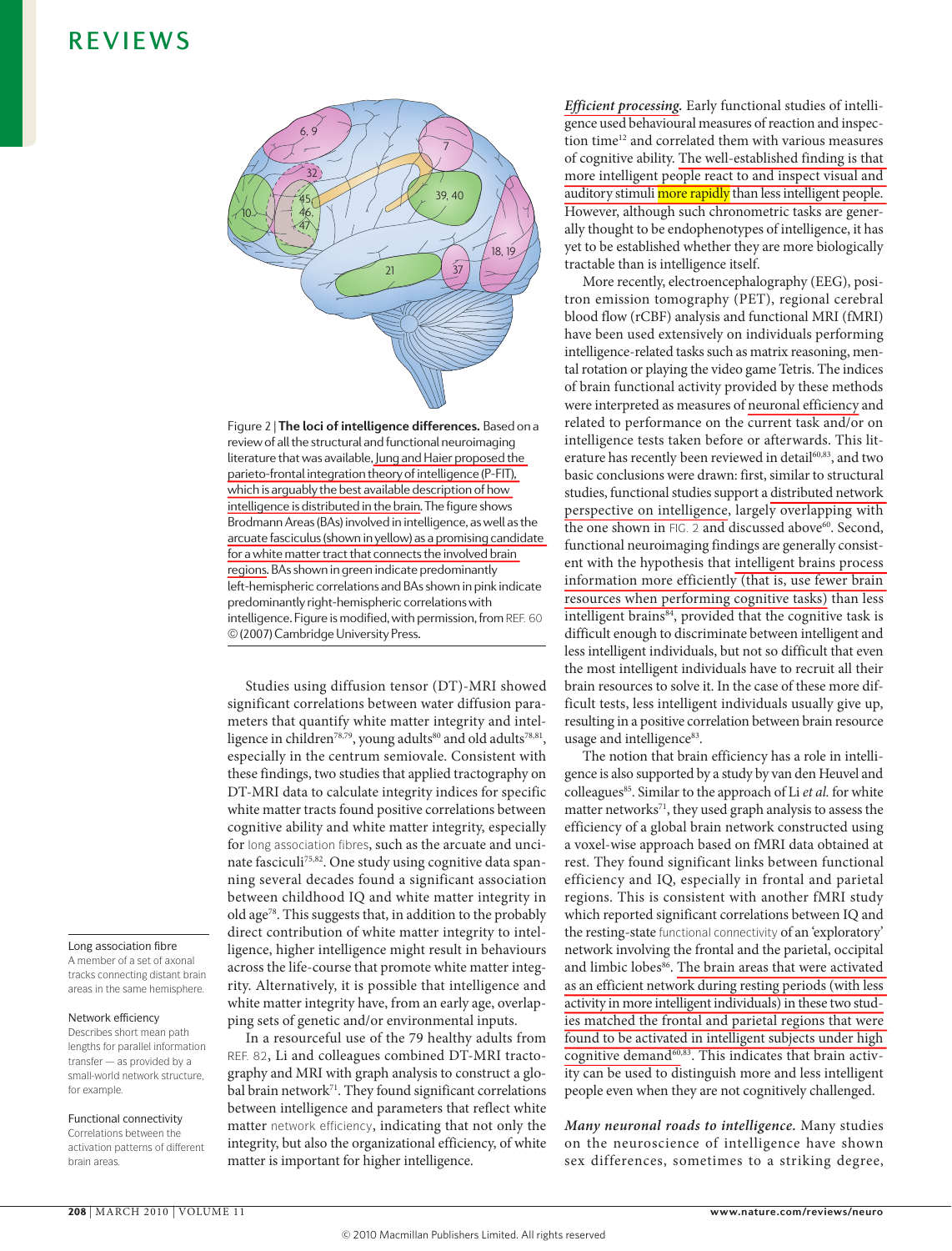Figure 2 | **The loci of intelligence differences.** Based on a review of all the structural and functional neuroimaging literature that was available, Jung and Haier proposed the parieto-frontal integration theory of intelligence (P-FIT), which is arguably the best available description of how intelligence is distributed in the brain. The figure shows Brodmann Areas (BAs) involved in intelligence, as well as the arcuate fasciculus (shown in yellow) as a promising candidate for a white matter tract that connects the involved brain regions. BAs shown in green indicate predominantly left-hemispheric correlations and BAs shown in pink indicate predominantly right-hemispheric correlations with intelligence. Figure is modified, with permission, from REF. 60 © (2007) Cambridge University Press.

Studies using diffusion tensor (DT)-MRI showed significant correlations between water diffusion parameters that quantify white matter integrity and intelligence in children[78,79], young adults[80] and old adults[78,81], especially in the centrum semiovale. Consistent with these findings, two studies that applied tractography on DT-MRI data to calculate integrity indices for specific white matter tracts found positive correlations between cognitive ability and white matter integrity, especially for long association fibres, such as the arcuate and uncinate fasciculi[75,82]. One study using cognitive data spanning several decades found a significant association between childhood IQ and white matter integrity in old age[78]. This suggests that, in addition to the probably direct contribution of white matter integrity to intelligence, higher intelligence might result in behaviours across the life-course that promote white matter integrity. Alternatively, it is possible that intelligence and white matter integrity have, from an early age, overlapping sets of genetic and/or environmental inputs.

In a resourceful use of the 79 healthy adults from REF. 82, Li and colleagues combined DT-MRI tractography and MRI with graph analysis to construct a global brain network[71]. They found significant correlations between intelligence and parameters that reflect white matter network efficiency, indicating that not only the integrity, but also the organizational efficiency, of white matter is important for higher intelligence.

**Long association fibre**
A member of a set of axonal tracks connecting distant brain areas in the same hemisphere.

**Network efficiency**
Describes short mean path lengths for parallel information transfer — as provided by a small-world network structure, for example.

**Functional connectivity**
Correlations between the activation patterns of different brain areas.

***Efficient processing.*** Early functional studies of intelligence used behavioural measures of reaction and inspection time[12] and correlated them with various measures of cognitive ability. The well-established finding is that more intelligent people react to and inspect visual and auditory stimuli more rapidly than less intelligent people. However, although such chronometric tasks are generally thought to be endophenotypes of intelligence, it has yet to be established whether they are more biologically tractable than is intelligence itself.

More recently, electroencephalography (EEG), positron emission tomography (PET), regional cerebral blood flow (rCBF) analysis and functional MRI (fMRI) have been used extensively on individuals performing intelligence-related tasks such as matrix reasoning, mental rotation or playing the video game Tetris. The indices of brain functional activity provided by these methods were interpreted as measures of neuronal efficiency and related to performance on the current task and/or on intelligence tests taken before or afterwards. This literature has recently been reviewed in detail[60,83], and two basic conclusions were drawn: first, similar to structural studies, functional studies support a distributed network perspective on intelligence, largely overlapping with the one shown in FIG. 2 and discussed above[60]. Second, functional neuroimaging findings are generally consistent with the hypothesis that intelligent brains process information more efficiently (that is, use fewer brain resources when performing cognitive tasks) than less intelligent brains[84], provided that the cognitive task is difficult enough to discriminate between intelligent and less intelligent individuals, but not so difficult that even the most intelligent individuals have to recruit all their brain resources to solve it. In the case of these more difficult tests, less intelligent individuals usually give up, resulting in a positive correlation between brain resource usage and intelligence[83].

The notion that brain efficiency has a role in intelligence is also supported by a study by van den Heuvel and colleagues[85]. Similar to the approach of Li *et al.* for white matter networks[71], they used graph analysis to assess the efficiency of a global brain network constructed using a voxel-wise approach based on fMRI data obtained at rest. They found significant links between functional efficiency and IQ, especially in frontal and parietal regions. This is consistent with another fMRI study which reported significant correlations between IQ and the resting-state functional connectivity of an 'exploratory' network involving the frontal and the parietal, occipital and limbic lobes[86]. The brain areas that were activated as an efficient network during resting periods (with less activity in more intelligent individuals) in these two studies matched the frontal and parietal regions that were found to be activated in intelligent subjects under high cognitive demand[60,83]. This indicates that brain activity can be used to distinguish more and less intelligent people even when they are not cognitively challenged.

***Many neuronal roads to intelligence.*** Many studies on the neuroscience of intelligence have shown sex differences, sometimes to a striking degree,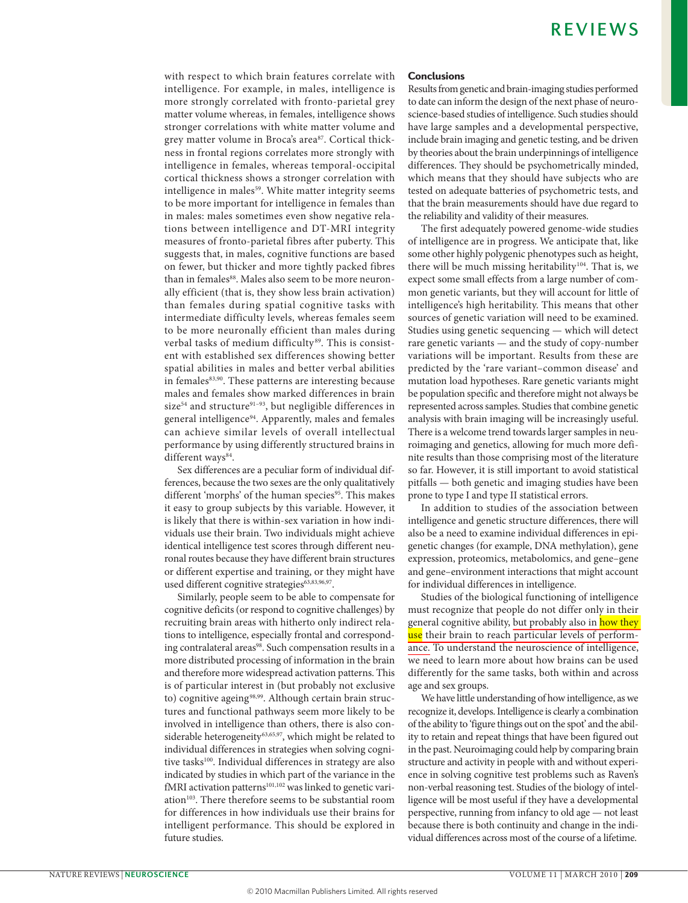with respect to which brain features correlate with intelligence. For example, in males, intelligence is more strongly correlated with fronto-parietal grey matter volume whereas, in females, intelligence shows stronger correlations with white matter volume and grey matter volume in Broca's area[87]. Cortical thickness in frontal regions correlates more strongly with intelligence in females, whereas temporal-occipital cortical thickness shows a stronger correlation with intelligence in males[59]. White matter integrity seems to be more important for intelligence in females than in males: males sometimes even show negative relations between intelligence and DT-MRI integrity measures of fronto-parietal fibres after puberty. This suggests that, in males, cognitive functions are based on fewer, but thicker and more tightly packed fibres than in females[88]. Males also seem to be more neuronally efficient (that is, they show less brain activation) than females during spatial cognitive tasks with intermediate difficulty levels, whereas females seem to be more neuronally efficient than males during verbal tasks of medium difficulty[89]. This is consistent with established sex differences showing better spatial abilities in males and better verbal abilities in females[83,90]. These patterns are interesting because males and females show marked differences in brain size[54] and structure[91–93], but negligible differences in general intelligence[94]. Apparently, males and females can achieve similar levels of overall intellectual performance by using differently structured brains in different ways[84].

Sex differences are a peculiar form of individual differences, because the two sexes are the only qualitatively different 'morphs' of the human species[95]. This makes it easy to group subjects by this variable. However, it is likely that there is within-sex variation in how individuals use their brain. Two individuals might achieve identical intelligence test scores through different neuronal routes because they have different brain structures or different expertise and training, or they might have used different cognitive strategies[63,83,96,97].

Similarly, people seem to be able to compensate for cognitive deficits (or respond to cognitive challenges) by recruiting brain areas with hitherto only indirect relations to intelligence, especially frontal and corresponding contralateral areas[98]. Such compensation results in a more distributed processing of information in the brain and therefore more widespread activation patterns. This is of particular interest in (but probably not exclusive to) cognitive ageing[98,99]. Although certain brain structures and functional pathways seem more likely to be involved in intelligence than others, there is also considerable heterogeneity[63,65,97], which might be related to individual differences in strategies when solving cognitive tasks[100]. Individual differences in strategy are also indicated by studies in which part of the variance in the fMRI activation patterns[101,102] was linked to genetic variation[103]. There therefore seems to be substantial room for differences in how individuals use their brains for intelligent performance. This should be explored in future studies.

## Conclusions

Results from genetic and brain-imaging studies performed to date can inform the design of the next phase of neuroscience-based studies of intelligence. Such studies should have large samples and a developmental perspective, include brain imaging and genetic testing, and be driven by theories about the brain underpinnings of intelligence differences. They should be psychometrically minded, which means that they should have subjects who are tested on adequate batteries of psychometric tests, and that the brain measurements should have due regard to the reliability and validity of their measures.

The first adequately powered genome-wide studies of intelligence are in progress. We anticipate that, like some other highly polygenic phenotypes such as height, there will be much missing heritability[104]. That is, we expect some small effects from a large number of common genetic variants, but they will account for little of intelligence's high heritability. This means that other sources of genetic variation will need to be examined. Studies using genetic sequencing — which will detect rare genetic variants — and the study of copy-number variations will be important. Results from these are predicted by the 'rare variant–common disease' and mutation load hypotheses. Rare genetic variants might be population specific and therefore might not always be represented across samples. Studies that combine genetic analysis with brain imaging will be increasingly useful. There is a welcome trend towards larger samples in neuroimaging and genetics, allowing for much more definite results than those comprising most of the literature so far. However, it is still important to avoid statistical pitfalls — both genetic and imaging studies have been prone to type I and type II statistical errors.

In addition to studies of the association between intelligence and genetic structure differences, there will also be a need to examine individual differences in epigenetic changes (for example, DNA methylation), gene expression, proteomics, metabolomics, and gene–gene and gene–environment interactions that might account for individual differences in intelligence.

Studies of the biological functioning of intelligence must recognize that people do not differ only in their general cognitive ability, but probably also in how they use their brain to reach particular levels of performance. To understand the neuroscience of intelligence, we need to learn more about how brains can be used differently for the same tasks, both within and across age and sex groups.

We have little understanding of how intelligence, as we recognize it, develops. Intelligence is clearly a combination of the ability to 'figure things out on the spot' and the ability to retain and repeat things that have been figured out in the past. Neuroimaging could help by comparing brain structure and activity in people with and without experience in solving cognitive test problems such as Raven's non-verbal reasoning test. Studies of the biology of intelligence will be most useful if they have a developmental perspective, running from infancy to old age — not least because there is both continuity and change in the individual differences across most of the course of a lifetime.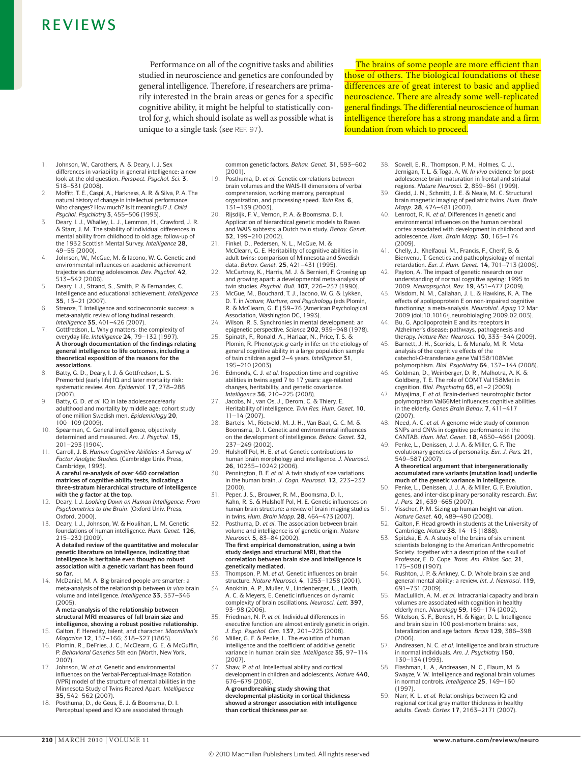Performance on all of the cognitive tasks and abilities studied in neuroscience and genetics are confounded by general intelligence. Therefore, if researchers are primarily interested in the brain areas or genes for a specific cognitive ability, it might be helpful to statistically control for *g*, which should isolate as well as possible what is unique to a single task (see REF. 97).

The brains of some people are more efficient than those of others. The biological foundations of these differences are of great interest to basic and applied neuroscience. There are already some well-replicated general findings. The differential neuroscience of human intelligence therefore has a strong mandate and a firm foundation from which to proceed.

1. Johnson, W., Carothers, A. & Deary, I. J. Sex differences in variability in general intelligence: a new look at the old question. *Perspect. Psychol. Sci.* **3**, 518–531 (2008).
2. Moffitt, T. E., Caspi, A., Harkness, A. R. & Silva, P. A. The natural history of change in intellectual performance: Who changes? How much? Is it meaningful? *J. Child Psychol. Psychiatry* **3**, 455–506 (1993).
3. Deary, I. J., Whalley, L. J., Lemmon, H., Crawford, J. R. & Starr, J. M. The stability of individual differences in mental ability from childhood to old age: follow-up of the 1932 Scottish Mental Survey. *Intelligence* **28**, 49–55 (2000).
4. Johnson, W., McGue, M. & Iacono, W. G. Genetic and environmental influences on academic achievement trajectories during adolescence. *Dev. Psychol.* **42**, 513–542 (2006).
5. Deary, I. J., Strand, S., Smith, P. & Fernandes, C. Intelligence and educational achievement. *Intelligence* **35**, 13–21 (2007).
6. Strenze, T. Intelligence and socioeconomic success: a meta-analytic review of longitudinal research. *Intelligence* **35**, 401–426 (2007).
7. Gottfredson, L. Why *g* matters: the complexity of everyday life. *Intelligence* **24**, 79–132 (1997).
   **A thorough documentation of the findings relating general intelligence to life outcomes, including a theoretical exposition of the reasons for the associations.**
8. Batty, G. D., Deary, I. J. & Gottfredson, L. S. Premorbid (early life) IQ and later mortality risk: systematic review. *Ann. Epidemiol.* **17**, 278–288 (2007).
9. Batty, G. D. *et al.* IQ in late adolescence/early adulthood and mortality by middle age: cohort study of one million Swedish men. *Epidemiology* **20**, 100–109 (2009).
10. Spearman, C. General intelligence, objectively determined and measured. *Am. J. Psychol.* **15**, 201–293 (1904).
11. Carroll, J. B. *Human Cognitive Abilities: A Survey of Factor Analytic Studies.* (Cambridge Univ. Press, Cambridge, 1993).
    **A careful re-analysis of over 460 correlation matrices of cognitive ability tests, indicating a three-stratum hierarchical structure of intelligence with the *g* factor at the top.**
12. Deary, I. J. *Looking Down on Human Intelligence: From Psychometrics to the Brain*. (Oxford Univ. Press, Oxford, 2000).
13. Deary, I. J., Johnson, W. & Houlihan, L. M. Genetic foundations of human intelligence. *Hum. Genet.* **126**, 215–232 (2009).
    **A detailed review of the quantitative and molecular genetic literature on intelligence, indicating that intelligence is heritable even though no robust association with a genetic variant has been found so far.**
14. McDaniel, M. A. Big-brained people are smarter: a meta-analysis of the relationship between *in vivo* brain volume and intelligence. *Intelligence* **33**, 337–346 (2005).
    **A meta-analysis of the relationship between structural MRI measures of full brain size and intelligence, showing a robust positive relationship.**
15. Galton, F. Heredity, talent, and character. *Macmillan's Magazine* **12**, 157–166; 318–327 (1865).
16. Plomin, R., DeFries, J. C., McClearn, G. E. & McGuffin, P. *Behavioral Genetics* 5th edn (Worth, New York, 2007).
17. Johnson, W. *et al.* Genetic and environmental influences on the Verbal-Perceptual-Image Rotation (VPR) model of the structure of mental abilities in the Minnesota Study of Twins Reared Apart. *Intelligence* **35**, 542–562 (2007).
18. Posthuma, D., de Geus, E. J. & Boomsma, D. I. Perceptual speed and IQ are associated through common genetic factors. *Behav. Genet.* **31**, 593–602 (2001).
19. Posthuma, D. *et al.* Genetic correlations between brain volumes and the WAIS-III dimensions of verbal comprehension, working memory, perceptual organization, and processing speed. *Twin Res.* **6**, 131–139 (2003).
20. Rijsdijk, F. V., Vernon, P. A. & Boomsma, D. I. Application of hierarchical genetic models to Raven and WAIS subtests: a Dutch twin study. *Behav. Genet.* **32**, 199–210 (2002).
21. Finkel, D., Pedersen, N. L., McGue, M. & McClearn, G. E. Heritability of cognitive abilities in adult twins: comparison of Minnesota and Swedish data. *Behav. Genet.* **25**, 421–431 (1995).
22. McCartney, K., Harris, M. J. & Bernieri, F. Growing up and growing apart: a developmental meta-analysis of twin studies. *Psychol. Bull.* **107**, 226–237 (1990).
23. McGue, M., Bouchard, T. J., Iacono, W. G. & Lykken, D. T. in *Nature, Nurture, and Psychology* (eds Plomin, R. & McClearn, G. E.) 59–76 (American Psychological Association, Washington DC, 1993).
24. Wilson, R. S. Synchronies in mental development: an epigenetic perspective. *Science* **202**, 939–948 (1978).
25. Spinath, F., Ronald, A., Harlaar, N., Price, T. S. & Plomin, R. Phenotypic *g* early in life: on the etiology of general cognitive ability in a large population sample of twin children aged 2–4 years. *Intelligence* **31**, 195–210 (2003).
26. Edmonds, C. J. *et al.* Inspection time and cognitive abilities in twins aged 7 to 17 years: age-related changes, heritability, and genetic covariance. *Intelligence* **36**, 210–225 (2008).
27. Jacobs, N., van Os, J., Derom, C. & Thiery, E. Heritability of intelligence. *Twin Res. Hum. Genet.* **10**, 11–14 (2007).
28. Bartels, M., Rietveld, M. J. H., Van Baal, G. C. M. & Boomsma, D. I. Genetic and environmental influences on the development of intelligence. *Behav. Genet.* **32**, 237–249 (2002).
29. Hulshoff Pol, H. E. *et al.* Genetic contributions to human brain morphology and intelligence. *J. Neurosci.* **26**, 10235–10242 (2006).
30. Pennington, B. F. *et al.* A twin study of size variations in the human brain. *J. Cogn. Neurosci.* **12**, 223–232 (2000).
31. Peper, J. S., Brouwer, R. M., Boomsma, D. I., Kahn, R. S. & Hulshoff Pol, H. E. Genetic influences on human brain structure: a review of brain imaging studies in twins. *Hum. Brain Mapp.* **28**, 464–473 (2007).
32. Posthuma, D. *et al.* The association between brain volume and intelligence is of genetic origin. *Nature Neurosci.* **5**, 83–84 (2002).
    **The first empirical demonstration, using a twin study design and structural MRI, that the correlation between brain size and intelligence is genetically mediated.**
33. Thompson, P. M. *et al.* Genetic influences on brain structure. *Nature Neurosci.* **4**, 1253–1258 (2001).
34. Anokhin, A. P., Muller, V., Lindenberger, U., Heath, A. C. & Meyers, E. Genetic influences on dynamic complexity of brain oscillations. *Neurosci. Lett.* **397**, 93–98 (2006).
35. Friedman, N. P. *et al.* Individual differences in executive function are almost entirely genetic in origin. *J. Exp. Psychol. Gen.* **137**, 201–225 (2008).
36. Miller, G. F. & Penke, L. The evolution of human intelligence and the coefficient of additive genetic variance in human brain size. *Intelligence* **35**, 97–114 (2007).
37. Shaw, P. *et al.* Intellectual ability and cortical development in children and adolescents. *Nature* **440**, 676–679 (2006).
    **A groundbreaking study showing that developmental plasticity in cortical thickness showed a stronger association with intelligence than cortical thickness *per se*.**
38. Sowell, E. R., Thompson, P. M., Holmes, C. J., Jernigan, T. L. & Toga, A. W. *In vivo* evidence for post-adolescence brain maturation in frontal and striatal regions. *Nature Neurosci.* **2**, 859–861 (1999).
39. Giedd, J. N., Schmitt, J. E. & Neale, M. C. Structural brain magnetic imaging of pediatric twins. *Hum. Brain Mapp.* **28**, 474–481 (2007).
40. Lenroot, R. K. *et al.* Differences in genetic and environmental influences on the human cerebral cortex associated with development in childhood and adolescence. *Hum. Brain Mapp.* **30**, 163–174 (2009).
41. Chelly, J., Khelfaoui, M., Francis, F., Cherif, B. & Bienvenu, T. Genetics and pathophysiology of mental retardation. *Eur. J. Hum. Genet.* **14**, 701–713 (2006).
42. Payton, A. The impact of genetic research on our understanding of normal cognitive ageing: 1995 to 2009. *Neuropsychol. Rev.* **19**, 451–477 (2009).
43. Wisdom, N. M., Callahan, J. L. & Hawkins, K. A. The effects of apolipoprotein E on non-impaired cognitive functioning: a meta-analysis. *Neurobiol. Aging* 12 Mar 2009 (doi:10.1016/j.neurobiolaging.2009.02.003).
44. Bu, G. Apolipoprotein E and its receptors in Alzheimer's disease: pathways, pathogenesis and therapy. *Nature Rev. Neurosci.* **10**, 333–344 (2009).
45. Barnett, J. H., Scoriels, L. & Munafo, M. R. Meta-analysis of the cognitive effects of the catechol-*O*-transferase gene Val158/108Met polymorphism. *Biol. Psychiatry* **64**, 137–144 (2008).
46. Goldman, D., Weinberger, D. R., Malhotra, A. K. & Goldberg, T. E. The role of COMT Val158Met in cognition. *Biol. Psychiatry* **65**, e1–2 (2009).
47. Miyajima, F. *et al.* Brain-derived neurotrophic factor polymorphism Val66Met influences cognitive abilities in the elderly. *Genes Brain Behav.* **7**, 411–417 (2007).
48. Need, A. C. *et al.* A genome-wide study of common SNPs and CNVs in cognitive performance in the CANTAB. *Hum. Mol. Genet.* **18**, 4650–4661 (2009).
49. Penke, L., Denissen, J. J. A. & Miller, G. F. The evolutionary genetics of personality. *Eur. J. Pers.* **21**, 549–587 (2007).
    **A theoretical argument that intergenerationally accumulated rare variants (mutation load) underlie much of the genetic variance in intelligence.**
50. Penke, L., Denissen, J. J. A. & Miller, G. F. Evolution, genes, and inter-disciplinary personality research. *Eur. J. Pers.* **21**, 639–665 (2007).
51. Visscher, P. M. Sizing up human height variation. *Nature Genet.* **40**, 489–490 (2008).
52. Galton, F. Head growth in students at the University of Cambridge. *Nature* **38**, 14–15 (1888).
53. Spitzka, E. A. A study of the brains of six eminent scientists belonging to the American Anthropometric Society: together with a description of the skull of Professor, E. D. Cope. *Trans. Am. Philos. Soc.* **21**, 175–308 (1907).
54. Rushton, J. P. & Ankney, C. D. Whole brain size and general mental ability: a review. *Int. J. Neurosci.* **119**, 691–731 (2009).
55. MacLullich, A. M. *et al.* Intracranial capacity and brain volumes are associated with cognition in healthy elderly men. *Neurology* **59**, 169–174 (2002).
56. Witelson, S. F., Beresh, H. & Kigar, D. L. Intelligence and brain size in 100 post-mortem brains: sex, lateralization and age factors. *Brain* **129**, 386–398 (2006).
57. Andreasen, N. C. *et al.* Intelligence and brain structure in normal individuals. *Am. J. Psychiatry* **150**, 130–134 (1993).
58. Flashman, L. A., Andreasen, N. C., Flaum, M. & Swayze, V. W. Intelligence and regional brain volumes in normal controls. *Intelligence* **25**, 149–160 (1997).
59. Narr, K. L. *et al.* Relationships between IQ and regional cortical gray matter thickness in healthy adults. *Cereb. Cortex* **17**, 2163–2171 (2007).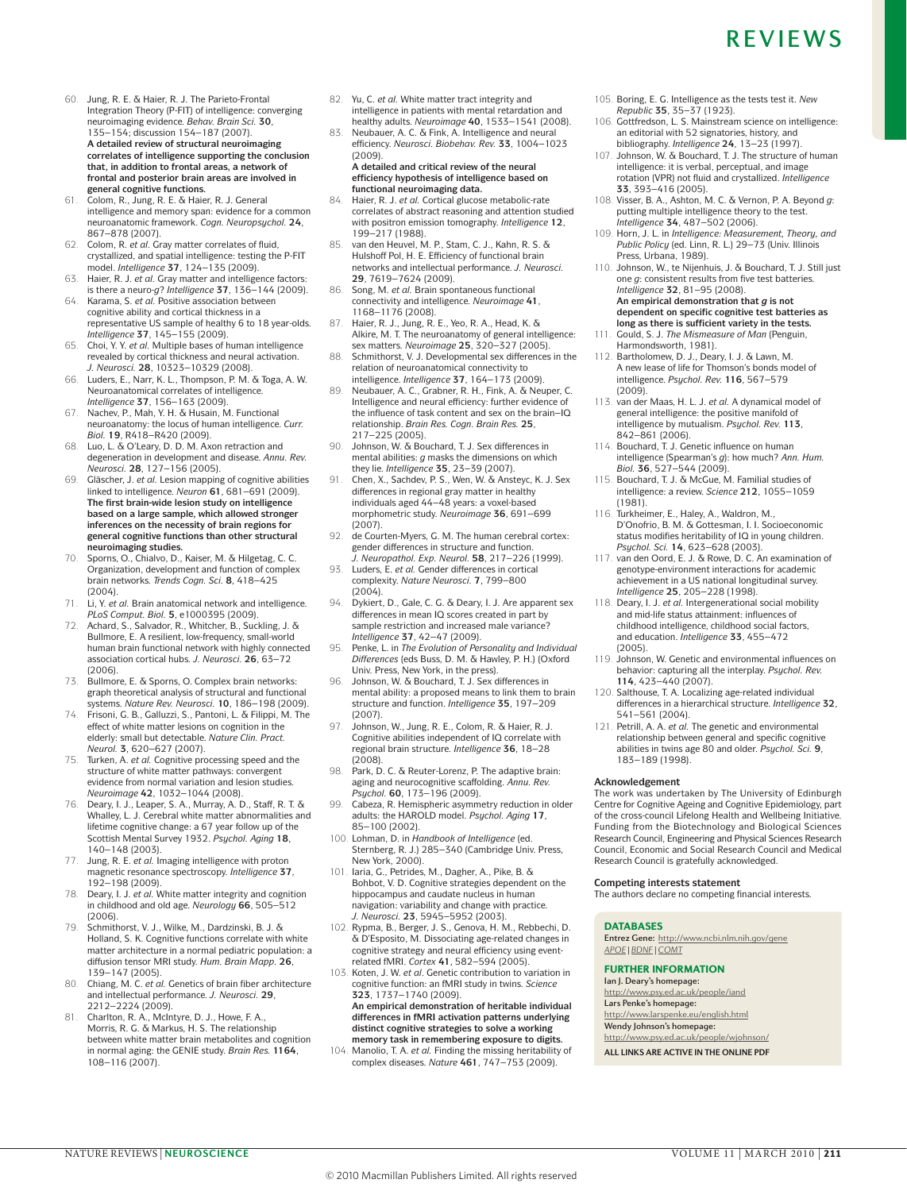60. Jung, R. E. & Haier, R. J. The Parieto-Frontal Integration Theory (P-FIT) of intelligence: converging neuroimaging evidence. *Behav. Brain Sci.* **30**, 135–154; discussion 154–187 (2007).
**A detailed review of structural neuroimaging correlates of intelligence supporting the conclusion that, in addition to frontal areas, a network of frontal and posterior brain areas are involved in general cognitive functions.**
61. Colom, R., Jung, R. E. & Haier, R. J. General intelligence and memory span: evidence for a common neuroanatomic framework. *Cogn. Neuropsychol.* **24**, 867–878 (2007).
62. Colom, R. *et al.* Gray matter correlates of fluid, crystallized, and spatial intelligence: testing the P-FIT model. *Intelligence* **37**, 124–135 (2009).
63. Haier, R. J. *et al.* Gray matter and intelligence factors: is there a neuro-*g*? *Intelligence* **37**, 136–144 (2009).
64. Karama, S. *et al.* Positive association between cognitive ability and cortical thickness in a representative US sample of healthy 6 to 18 year-olds. *Intelligence* **37**, 145–155 (2009).
65. Choi, Y. Y. *et al.* Multiple bases of human intelligence revealed by cortical thickness and neural activation. *J. Neurosci.* **28**, 10323–10329 (2008).
66. Luders, E., Narr, K. L., Thompson, P. M. & Toga, A. W. Neuroanatomical correlates of intelligence. *Intelligence* **37**, 156–163 (2009).
67. Nachev, P., Mah, Y. H. & Husain, M. Functional neuroanatomy: the locus of human intelligence. *Curr. Biol.* **19**, R418–R420 (2009).
68. Luo, L. & O'Leary, D. D. M. Axon retraction and degeneration in development and disease. *Annu. Rev. Neurosci.* **28**, 127–156 (2005).
69. Gläscher, J. *et al.* Lesion mapping of cognitive abilities linked to intelligence. *Neuron* **61**, 681–691 (2009).
**The first brain-wide lesion study on intelligence based on a large sample, which allowed stronger inferences on the necessity of brain regions for general cognitive functions than other structural neuroimaging studies.**
70. Sporns, O., Chialvo, D., Kaiser, M. & Hilgetag, C. C. Organization, development and function of complex brain networks. *Trends Cogn. Sci.* **8**, 418–425 (2004).
71. Li, Y. *et al.* Brain anatomical network and intelligence. *PLoS Comput. Biol.* **5**, e1000395 (2009).
72. Achard, S., Salvador, R., Whitcher, B., Suckling, J. & Bullmore, E. A resilient, low-frequency, small-world human brain functional network with highly connected association cortical hubs. *J. Neurosci.* **26**, 63–72 (2006).
73. Bullmore, E. & Sporns, O. Complex brain networks: graph theoretical analysis of structural and functional systems. *Nature Rev. Neurosci.* **10**, 186–198 (2009).
74. Frisoni, G. B., Galluzzi, S., Pantoni, L. & Filippi, M. The effect of white matter lesions on cognition in the elderly: small but detectable. *Nature Clin. Pract. Neurol.* **3**, 620–627 (2007).
75. Turken, A. *et al.* Cognitive processing speed and the structure of white matter pathways: convergent evidence from normal variation and lesion studies. *Neuroimage* **42**, 1032–1044 (2008).
76. Deary, I. J., Leaper, S. A., Murray, A. D., Staff, R. T. & Whalley, L. J. Cerebral white matter abnormalities and lifetime cognitive change: a 67 year follow up of the Scottish Mental Survey 1932. *Psychol. Aging* **18**, 140–148 (2003).
77. Jung, R. E. *et al.* Imaging intelligence with proton magnetic resonance spectroscopy. *Intelligence* **37**, 192–198 (2009).
78. Deary, I. J. *et al.* White matter integrity and cognition in childhood and old age. *Neurology* **66**, 505–512 (2006).
79. Schmithorst, V. J., Wilke, M., Dardzinski, B. J. & Holland, S. K. Cognitive functions correlate with white matter architecture in a normal pediatric population: a diffusion tensor MRI study. *Hum. Brain Mapp.* **26**, 139–147 (2005).
80. Chiang, M. C. *et al.* Genetics of brain fiber architecture and intellectual performance. *J. Neurosci.* **29**, 2212–2224 (2009).
81. Charlton, R. A., McIntyre, D. J., Howe, F. A., Morris, R. G. & Markus, H. S. The relationship between white matter brain metabolites and cognition in normal aging: the GENIE study. *Brain Res.* **1164**, 108–116 (2007).
82. Yu, C. *et al.* White matter tract integrity and intelligence in patients with mental retardation and healthy adults. *Neuroimage* **40**, 1533–1541 (2008).
83. Neubauer, A. C. & Fink, A. Intelligence and neural efficiency. *Neurosci. Biobehav. Rev.* **33**, 1004–1023 (2009).
**A detailed and critical review of the neural efficiency hypothesis of intelligence based on functional neuroimaging data.**
84. Haier, R. J. *et al.* Cortical glucose metabolic-rate correlates of abstract reasoning and attention studied with positron emission tomography. *Intelligence* **12**, 199–217 (1988).
85. van den Heuvel, M. P., Stam, C. J., Kahn, R. S. & Hulshoff Pol, H. E. Efficiency of functional brain networks and intellectual performance. *J. Neurosci.* **29**, 7619–7624 (2009).
86. Song, M. *et al.* Brain spontaneous functional connectivity and intelligence. *Neuroimage* **41**, 1168–1176 (2008).
87. Haier, R. J., Jung, R. E., Yeo, R. A., Head, K. & Alkire, M. T. The neuroanatomy of general intelligence: sex matters. *Neuroimage* **25**, 320–327 (2005).
88. Schmithorst, V. J. Developmental sex differences in the relation of neuroanatomical connectivity to intelligence. *Intelligence* **37**, 164–173 (2009).
89. Neubauer, A. C., Grabner, R. H., Fink, A. & Neuper, C. Intelligence and neural efficiency: further evidence of the influence of task content and sex on the brain–IQ relationship. *Brain Res. Cogn. Brain Res.* **25**, 217–225 (2005).
90. Johnson, W. & Bouchard, T. J. Sex differences in mental abilities: *g* masks the dimensions on which they lie. *Intelligence* **35**, 23–39 (2007).
91. Chen, X., Sachdev, P. S., Wen, W. & Anstey, K. J. Sex differences in regional gray matter in healthy individuals aged 44–48 years: a voxel-based morphometric study. *Neuroimage* **36**, 691–699 (2007).
92. de Courten-Myers, G. M. The human cerebral cortex: gender differences in structure and function. *J. Neuropathol. Exp. Neurol.* **58**, 217–226 (1999).
93. Luders, E. *et al.* Gender differences in cortical complexity. *Nature Neurosci.* **7**, 799–800 (2004).
94. Dykiert, D., Gale, C. G. & Deary, I. J. Are apparent sex differences in mean IQ scores created in part by sample restriction and increased male variance? *Intelligence* **37**, 42–47 (2009).
95. Penke, L. in *The Evolution of Personality and Individual Differences* (eds Buss, D. M. & Hawley, P. H.) (Oxford Univ. Press, New York, in the press).
96. Johnson, W. & Bouchard, T. J. Sex differences in mental ability: a proposed means to link them to brain structure and function. *Intelligence* **35**, 197–209 (2007).
97. Johnson, W., Jung, R. E., Colom, R. & Haier, R. J. Cognitive abilities independent of IQ correlate with regional brain structure. *Intelligence* **36**, 18–28 (2008).
98. Park, D. C. & Reuter-Lorenz, P. The adaptive brain: aging and neurocognitive scaffolding. *Annu. Rev. Psychol.* **60**, 173–196 (2009).
99. Cabeza, R. Hemispheric asymmetry reduction in older adults: the HAROLD model. *Psychol. Aging* **17**, 85–100 (2002).
100. Lohman, D. in *Handbook of Intelligence* (ed. Sternberg, R. J.) 285–340 (Cambridge Univ. Press, New York, 2000).
101. Iaria, G., Petrides, M., Dagher, A., Pike, B. & Bohbot, V. D. Cognitive strategies dependent on the hippocampus and caudate nucleus in human navigation: variability and change with practice. *J. Neurosci.* **23**, 5945–5952 (2003).
102. Rypma, B., Berger, J. S., Genova, H. M., Rebbechi, D. & D'Esposito, M. Dissociating age-related changes in cognitive strategy and neural efficiency using event-related fMRI. *Cortex* **41**, 582–594 (2005).
103. Koten, J. W. *et al.* Genetic contribution to variation in cognitive function: an fMRI study in twins. *Science* **323**, 1737–1740 (2009).
**An empirical demonstration of heritable individual differences in fMRI activation patterns underlying distinct cognitive strategies to solve a working memory task in remembering exposure to digits.**
104. Manolio, T. A. *et al.* Finding the missing heritability of complex diseases. *Nature* **461**, 747–753 (2009).
105. Boring, E. G. Intelligence as the tests test it. *New Republic* **35**, 35–37 (1923).
106. Gottfredson, L. S. Mainstream science on intelligence: an editorial with 52 signatories, history, and bibliography. *Intelligence* **24**, 13–23 (1997).
107. Johnson, W. & Bouchard, T. J. The structure of human intelligence: it is verbal, perceptual, and image rotation (VPR) not fluid and crystallized. *Intelligence* **33**, 393–416 (2005).
108. Visser, B. A., Ashton, M. C. & Vernon, P. A. Beyond *g*: putting multiple intelligence theory to the test. *Intelligence* **34**, 487–502 (2006).
109. Horn, J. L. in *Intelligence: Measurement, Theory, and Public Policy* (ed. Linn, R. L.) 29–73 (Univ. Illinois Press, Urbana, 1989).
110. Johnson, W., te Nijenhuis, J. & Bouchard, T. J. Still just one *g*: consistent results from five test batteries. *Intelligence* **32**, 81–95 (2008).
**An empirical demonstration that *g* is not dependent on specific cognitive test batteries as long as there is sufficient variety in the tests.**
111. Gould, S. J. *The Mismeasure of Man* (Penguin, Harmondsworth, 1981).
112. Bartholomew, D. J., Deary, I. J. & Lawn, M. A new lease of life for Thomson's bonds model of intelligence. *Psychol. Rev.* **116**, 567–579 (2009).
113. van der Maas, H. L. J. *et al.* A dynamical model of general intelligence: the positive manifold of intelligence by mutualism. *Psychol. Rev.* **113**, 842–861 (2006).
114. Bouchard, T. J. Genetic influence on human intelligence (Spearman's *g*): how much? *Ann. Hum. Biol.* **36**, 527–544 (2009).
115. Bouchard, T. J. & McGue, M. Familial studies of intelligence: a review. *Science* **212**, 1055–1059 (1981).
116. Turkheimer, E., Haley, A., Waldron, M., D'Onofrio, B. M. & Gottesman, I. I. Socioeconomic status modifies heritability of IQ in young children. *Psychol. Sci.* **14**, 623–628 (2003).
117. van den Oord, E. J. & Rowe, D. C. An examination of genotype-environment interactions for academic achievement in a US national longitudinal survey. *Intelligence* **25**, 205–228 (1998).
118. Deary, I. J. *et al.* Intergenerational social mobility and mid-life status attainment: influences of childhood intelligence, childhood social factors, and education. *Intelligence* **33**, 455–472 (2005).
119. Johnson, W. Genetic and environmental influences on behavior: capturing all the interplay. *Psychol. Rev.* **114**, 423–440 (2007).
120. Salthouse, T. A. Localizing age-related individual differences in a hierarchical structure. *Intelligence* **32**, 541–561 (2004).
121. Petrill, A. A. *et al.* The genetic and environmental relationship between general and specific cognitive abilities in twins age 80 and older. *Psychol. Sci.* **9**, 183–189 (1998).

### Acknowledgement

The work was undertaken by The University of Edinburgh Centre for Cognitive Ageing and Cognitive Epidemiology, part of the cross-council Lifelong Health and Wellbeing Initiative. Funding from the Biotechnology and Biological Sciences Research Council, Engineering and Physical Sciences Research Council, Economic and Social Research Council and Medical Research Council is gratefully acknowledged.

### Competing interests statement

The authors declare no competing financial interests.

### DATABASES

**Entrez Gene:** http://www.ncbi.nlm.nih.gov/gene
APOE | BDNF | COMT

### FURTHER INFORMATION

**Ian J. Deary's homepage:**
http://www.psy.ed.ac.uk/people/iand
**Lars Penke's homepage:**
http://www.larspenke.eu/english.html
**Wendy Johnson's homepage:**
http://www.psy.ed.ac.uk/people/wjohnson/

**ALL LINKS ARE ACTIVE IN THE ONLINE PDF**